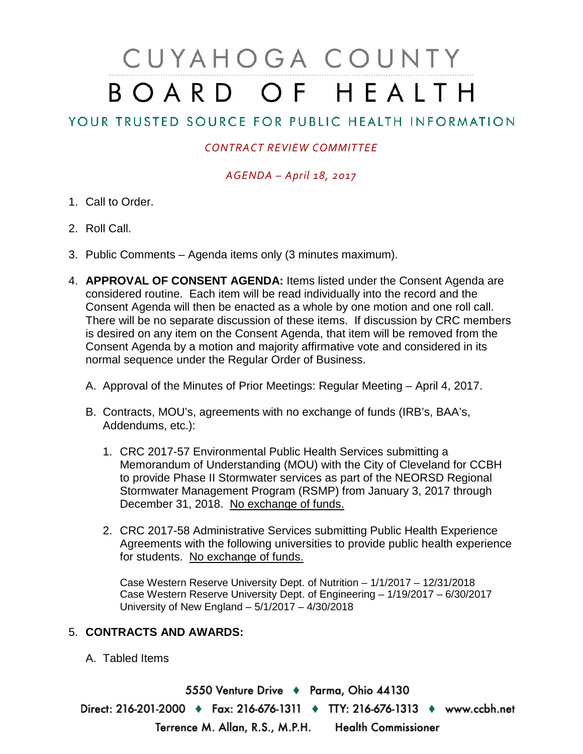// CUYAHOGA COUNTY
# BOARD OF HEALTH

YOUR TRUSTED SOURCE FOR PUBLIC HEALTH INFORMATION

*CONTRACT REVIEW COMMITTEE*

*AGENDA – April 18, 2017*

1. Call to Order.

2. Roll Call.

3. Public Comments – Agenda items only (3 minutes maximum).

4. **APPROVAL OF CONSENT AGENDA:** Items listed under the Consent Agenda are considered routine. Each item will be read individually into the record and the Consent Agenda will then be enacted as a whole by one motion and one roll call. There will be no separate discussion of these items. If discussion by CRC members is desired on any item on the Consent Agenda, that item will be removed from the Consent Agenda by a motion and majority affirmative vote and considered in its normal sequence under the Regular Order of Business.

   A. Approval of the Minutes of Prior Meetings: Regular Meeting – April 4, 2017.

   B. Contracts, MOU's, agreements with no exchange of funds (IRB's, BAA's, Addendums, etc.):

      1. CRC 2017-57 Environmental Public Health Services submitting a Memorandum of Understanding (MOU) with the City of Cleveland for CCBH to provide Phase II Stormwater services as part of the NEORSD Regional Stormwater Management Program (RSMP) from January 3, 2017 through December 31, 2018. No exchange of funds.

      2. CRC 2017-58 Administrative Services submitting Public Health Experience Agreements with the following universities to provide public health experience for students. No exchange of funds.

         Case Western Reserve University Dept. of Nutrition – 1/1/2017 – 12/31/2018
         Case Western Reserve University Dept. of Engineering – 1/19/2017 – 6/30/2017
         University of New England – 5/1/2017 – 4/30/2018

5. **CONTRACTS AND AWARDS:**

   A. Tabled Items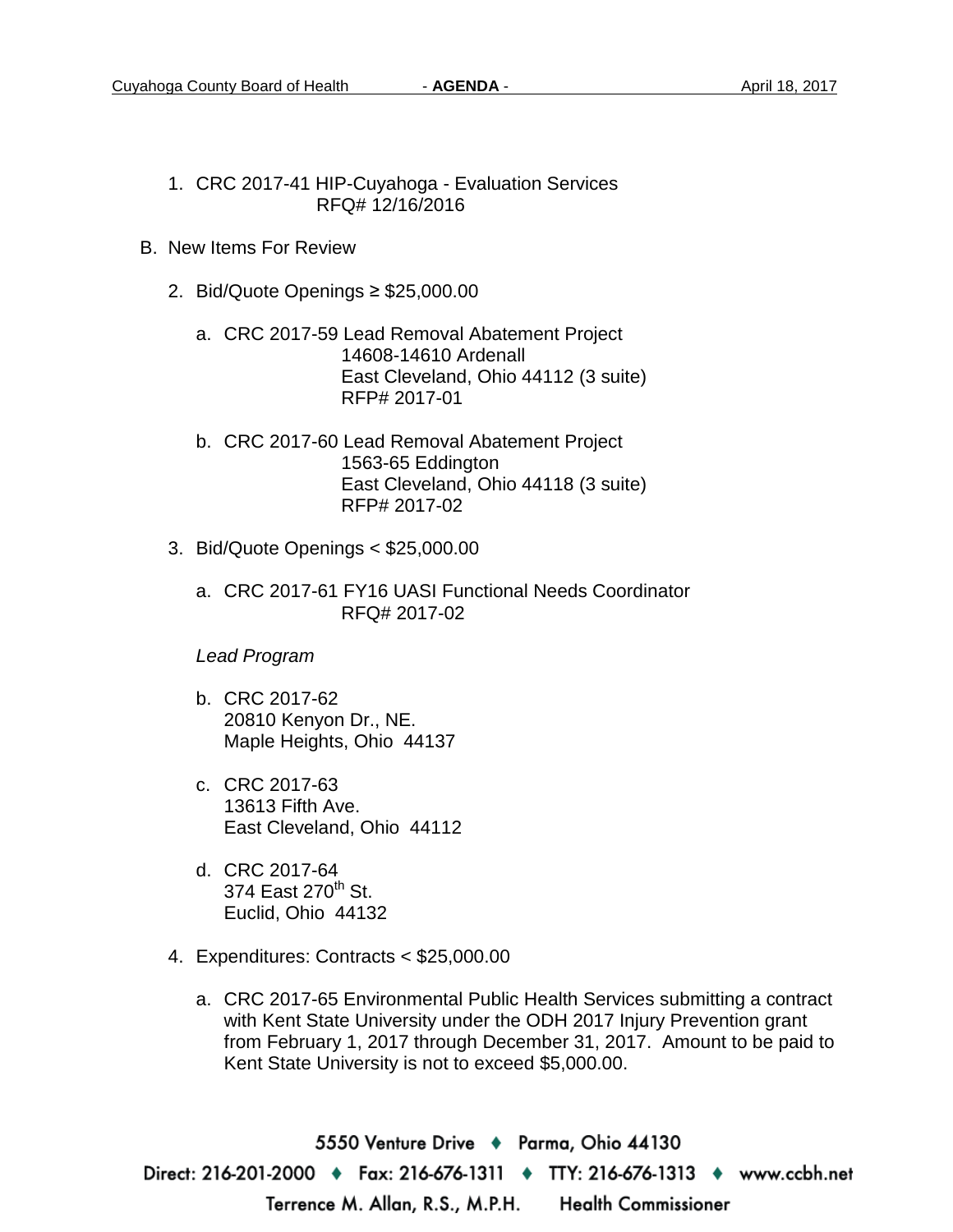1. CRC 2017-41 HIP-Cuyahoga - Evaluation Services
   RFQ# 12/16/2016

B. New Items For Review

2. Bid/Quote Openings ≥ $25,000.00

   a. CRC 2017-59 Lead Removal Abatement Project
      14608-14610 Ardenall
      East Cleveland, Ohio 44112 (3 suite)
      RFP# 2017-01

   b. CRC 2017-60 Lead Removal Abatement Project
      1563-65 Eddington
      East Cleveland, Ohio 44118 (3 suite)
      RFP# 2017-02

3. Bid/Quote Openings < $25,000.00

   a. CRC 2017-61 FY16 UASI Functional Needs Coordinator
      RFQ# 2017-02

   *Lead Program*

   b. CRC 2017-62
      20810 Kenyon Dr., NE.
      Maple Heights, Ohio 44137

   c. CRC 2017-63
      13613 Fifth Ave.
      East Cleveland, Ohio 44112

   d. CRC 2017-64
      374 East 270th St.
      Euclid, Ohio 44132

4. Expenditures: Contracts < $25,000.00

   a. CRC 2017-65 Environmental Public Health Services submitting a contract with Kent State University under the ODH 2017 Injury Prevention grant from February 1, 2017 through December 31, 2017. Amount to be paid to Kent State University is not to exceed $5,000.00.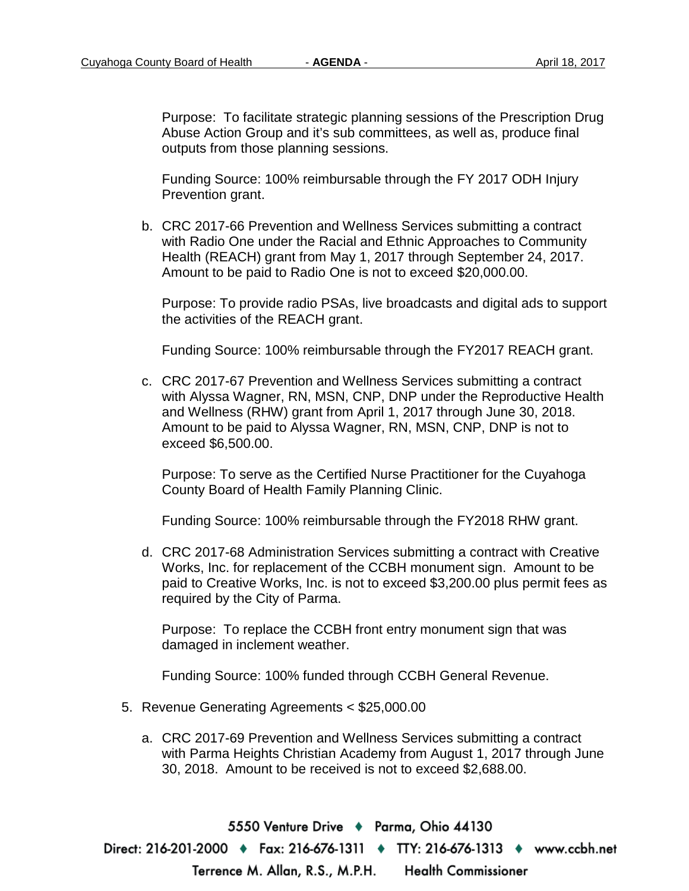Purpose: To facilitate strategic planning sessions of the Prescription Drug Abuse Action Group and it's sub committees, as well as, produce final outputs from those planning sessions.

Funding Source: 100% reimbursable through the FY 2017 ODH Injury Prevention grant.

b. CRC 2017-66 Prevention and Wellness Services submitting a contract with Radio One under the Racial and Ethnic Approaches to Community Health (REACH) grant from May 1, 2017 through September 24, 2017. Amount to be paid to Radio One is not to exceed $20,000.00.

   Purpose: To provide radio PSAs, live broadcasts and digital ads to support the activities of the REACH grant.

   Funding Source: 100% reimbursable through the FY2017 REACH grant.

c. CRC 2017-67 Prevention and Wellness Services submitting a contract with Alyssa Wagner, RN, MSN, CNP, DNP under the Reproductive Health and Wellness (RHW) grant from April 1, 2017 through June 30, 2018. Amount to be paid to Alyssa Wagner, RN, MSN, CNP, DNP is not to exceed $6,500.00.

   Purpose: To serve as the Certified Nurse Practitioner for the Cuyahoga County Board of Health Family Planning Clinic.

   Funding Source: 100% reimbursable through the FY2018 RHW grant.

d. CRC 2017-68 Administration Services submitting a contract with Creative Works, Inc. for replacement of the CCBH monument sign. Amount to be paid to Creative Works, Inc. is not to exceed $3,200.00 plus permit fees as required by the City of Parma.

   Purpose: To replace the CCBH front entry monument sign that was damaged in inclement weather.

   Funding Source: 100% funded through CCBH General Revenue.

5. Revenue Generating Agreements < $25,000.00

   a. CRC 2017-69 Prevention and Wellness Services submitting a contract with Parma Heights Christian Academy from August 1, 2017 through June 30, 2018. Amount to be received is not to exceed $2,688.00.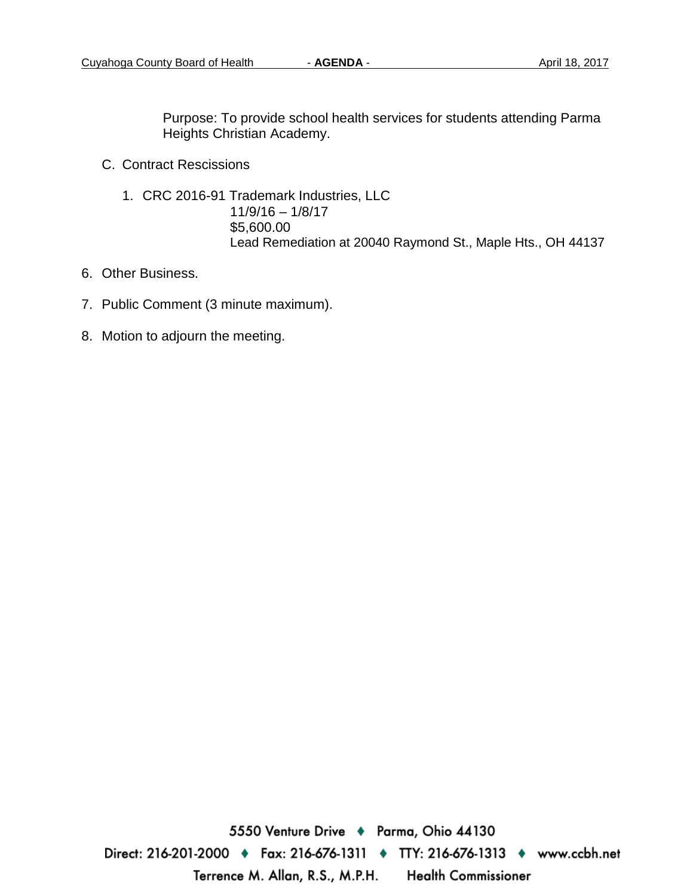Purpose: To provide school health services for students attending Parma Heights Christian Academy.

C. Contract Rescissions

1. CRC 2016-91 Trademark Industries, LLC
   11/9/16 – 1/8/17
   $5,600.00
   Lead Remediation at 20040 Raymond St., Maple Hts., OH 44137

6. Other Business.

7. Public Comment (3 minute maximum).

8. Motion to adjourn the meeting.